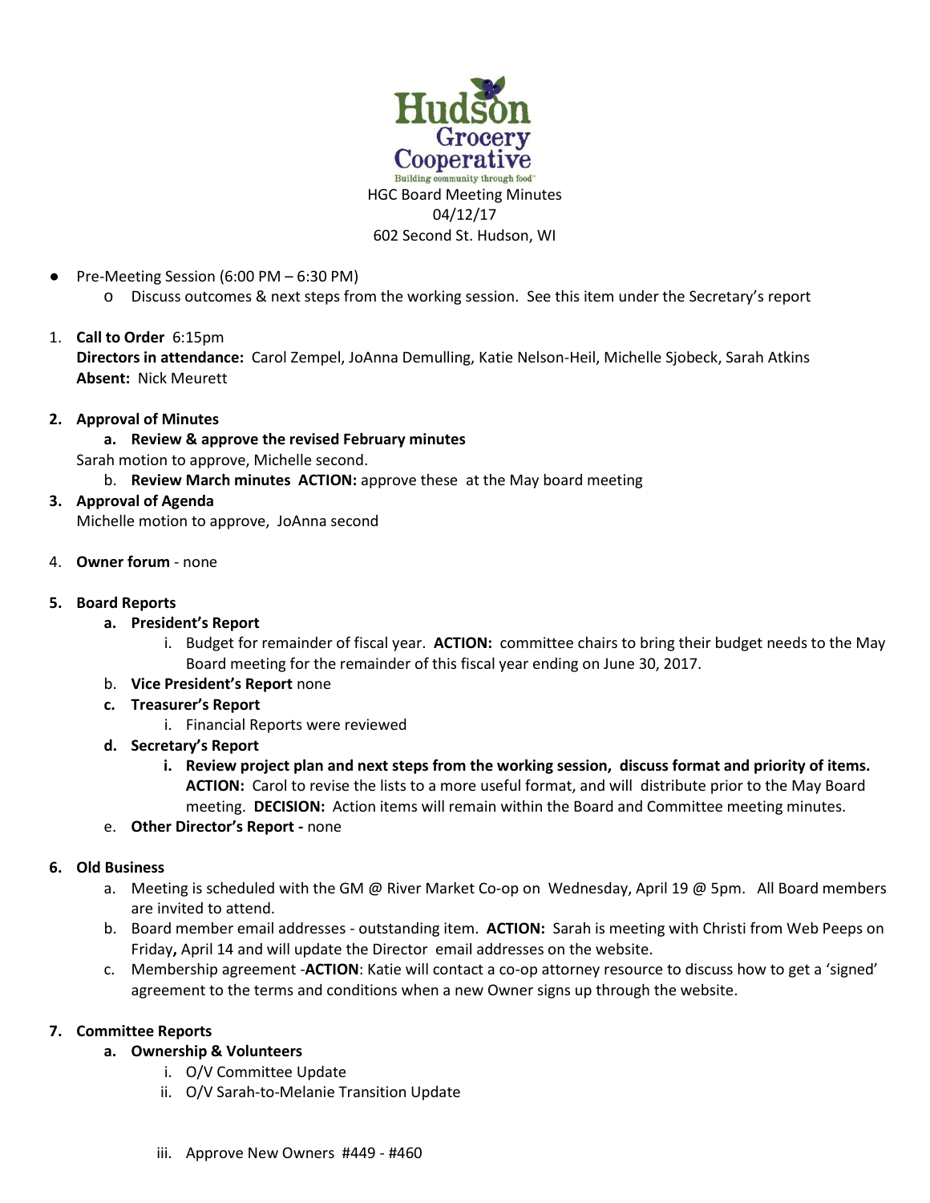Hudson Grocery Cooperative
Building community through food™

HGC Board Meeting Minutes
04/12/17
602 Second St. Hudson, WI

- Pre-Meeting Session (6:00 PM – 6:30 PM)
  - o Discuss outcomes & next steps from the working session. See this item under the Secretary's report

1. **Call to Order** 6:15pm
   **Directors in attendance:** Carol Zempel, JoAnna Demulling, Katie Nelson-Heil, Michelle Sjobeck, Sarah Atkins
   **Absent:** Nick Meurett

2. **Approval of Minutes**
   a. **Review & approve the revised February minutes**
   Sarah motion to approve, Michelle second.
   b. **Review March minutes ACTION:** approve these at the May board meeting

3. **Approval of Agenda**
   Michelle motion to approve, JoAnna second

4. **Owner forum** - none

5. **Board Reports**
   a. **President's Report**
      i. Budget for remainder of fiscal year. **ACTION:** committee chairs to bring their budget needs to the May Board meeting for the remainder of this fiscal year ending on June 30, 2017.
   b. **Vice President's Report** none
   c. **Treasurer's Report**
      i. Financial Reports were reviewed
   d. **Secretary's Report**
      i. **Review project plan and next steps from the working session, discuss format and priority of items. ACTION:** Carol to revise the lists to a more useful format, and will distribute prior to the May Board meeting. **DECISION:** Action items will remain within the Board and Committee meeting minutes.
   e. **Other Director's Report -** none

6. **Old Business**
   a. Meeting is scheduled with the GM @ River Market Co-op on Wednesday, April 19 @ 5pm. All Board members are invited to attend.
   b. Board member email addresses - outstanding item. **ACTION:** Sarah is meeting with Christi from Web Peeps on Friday**,** April 14 and will update the Director email addresses on the website.
   c. Membership agreement -**ACTION**: Katie will contact a co-op attorney resource to discuss how to get a 'signed' agreement to the terms and conditions when a new Owner signs up through the website.

7. **Committee Reports**
   a. **Ownership & Volunteers**
      i. O/V Committee Update
      ii. O/V Sarah-to-Melanie Transition Update
      iii. Approve New Owners #449 - #460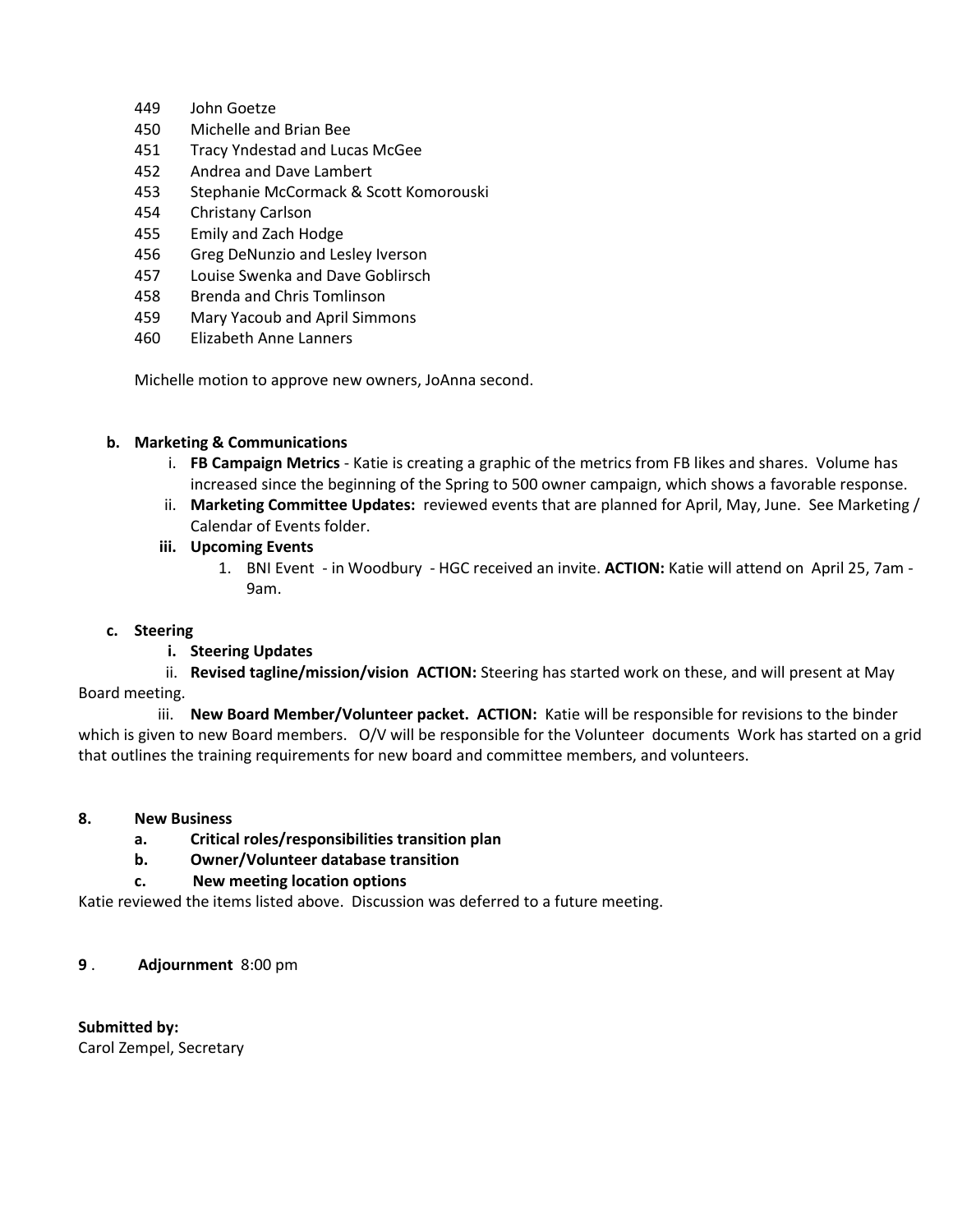449 John Goetze
450 Michelle and Brian Bee
451 Tracy Yndestad and Lucas McGee
452 Andrea and Dave Lambert
453 Stephanie McCormack & Scott Komorouski
454 Christany Carlson
455 Emily and Zach Hodge
456 Greg DeNunzio and Lesley Iverson
457 Louise Swenka and Dave Goblirsch
458 Brenda and Chris Tomlinson
459 Mary Yacoub and April Simmons
460 Elizabeth Anne Lanners

Michelle motion to approve new owners, JoAnna second.

**b. Marketing & Communications**

i. **FB Campaign Metrics** - Katie is creating a graphic of the metrics from FB likes and shares. Volume has increased since the beginning of the Spring to 500 owner campaign, which shows a favorable response.

ii. **Marketing Committee Updates:** reviewed events that are planned for April, May, June. See Marketing / Calendar of Events folder.

iii. **Upcoming Events**

1. BNI Event - in Woodbury - HGC received an invite. **ACTION:** Katie will attend on April 25, 7am - 9am.

**c. Steering**

i. **Steering Updates**

ii. **Revised tagline/mission/vision ACTION:** Steering has started work on these, and will present at May Board meeting.

iii. **New Board Member/Volunteer packet. ACTION:** Katie will be responsible for revisions to the binder which is given to new Board members. O/V will be responsible for the Volunteer documents Work has started on a grid that outlines the training requirements for new board and committee members, and volunteers.

**8. New Business**

**a. Critical roles/responsibilities transition plan**

**b. Owner/Volunteer database transition**

**c. New meeting location options**

Katie reviewed the items listed above. Discussion was deferred to a future meeting.

**9**. **Adjournment** 8:00 pm

**Submitted by:**
Carol Zempel, Secretary